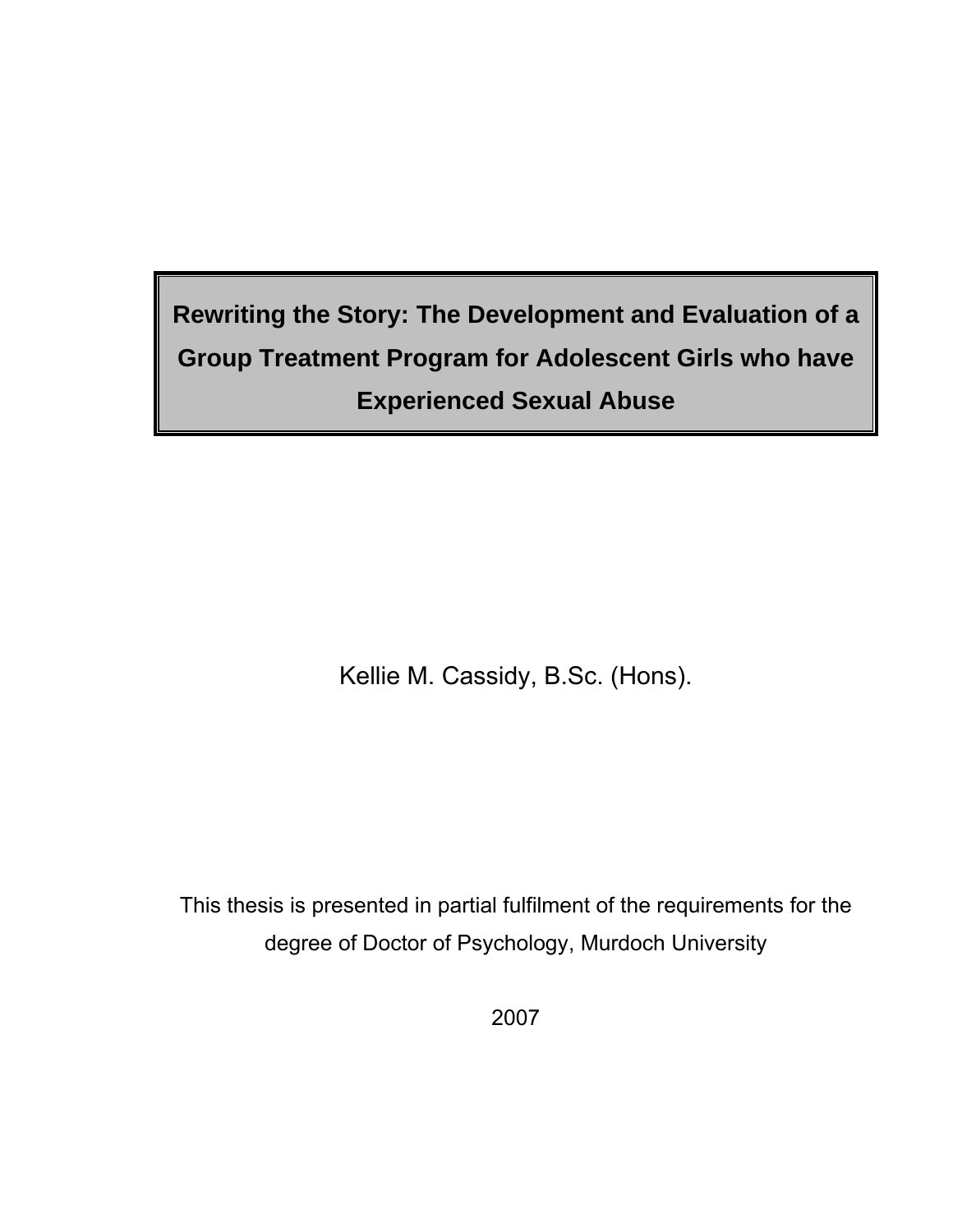# Rewriting the Story: The Development and Evaluation of a Group Treatment Program for Adolescent Girls who have Experienced Sexual Abuse

Kellie M. Cassidy, B.Sc. (Hons).

This thesis is presented in partial fulfilment of the requirements for the degree of Doctor of Psychology, Murdoch University

2007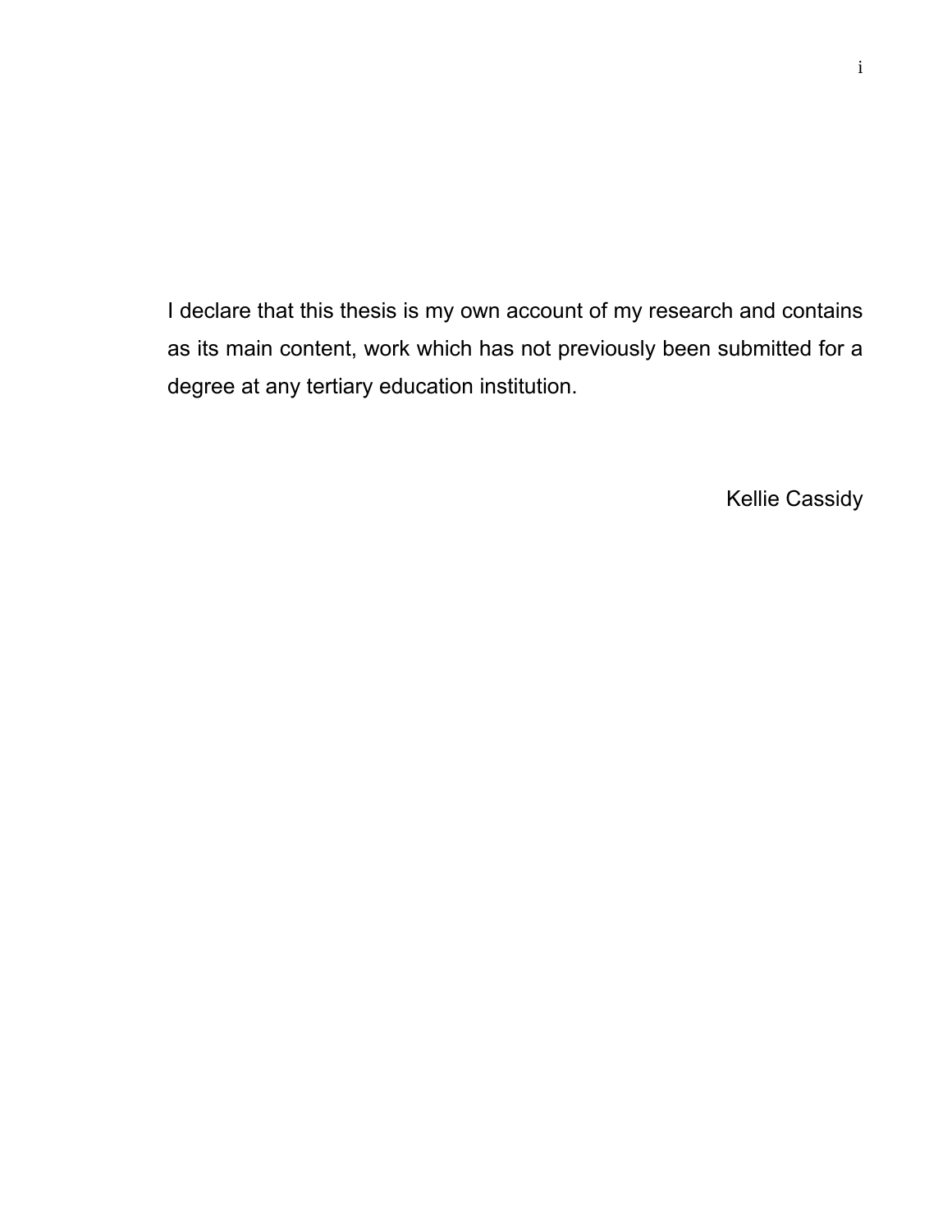I declare that this thesis is my own account of my research and contains as its main content, work which has not previously been submitted for a degree at any tertiary education institution.

Kellie Cassidy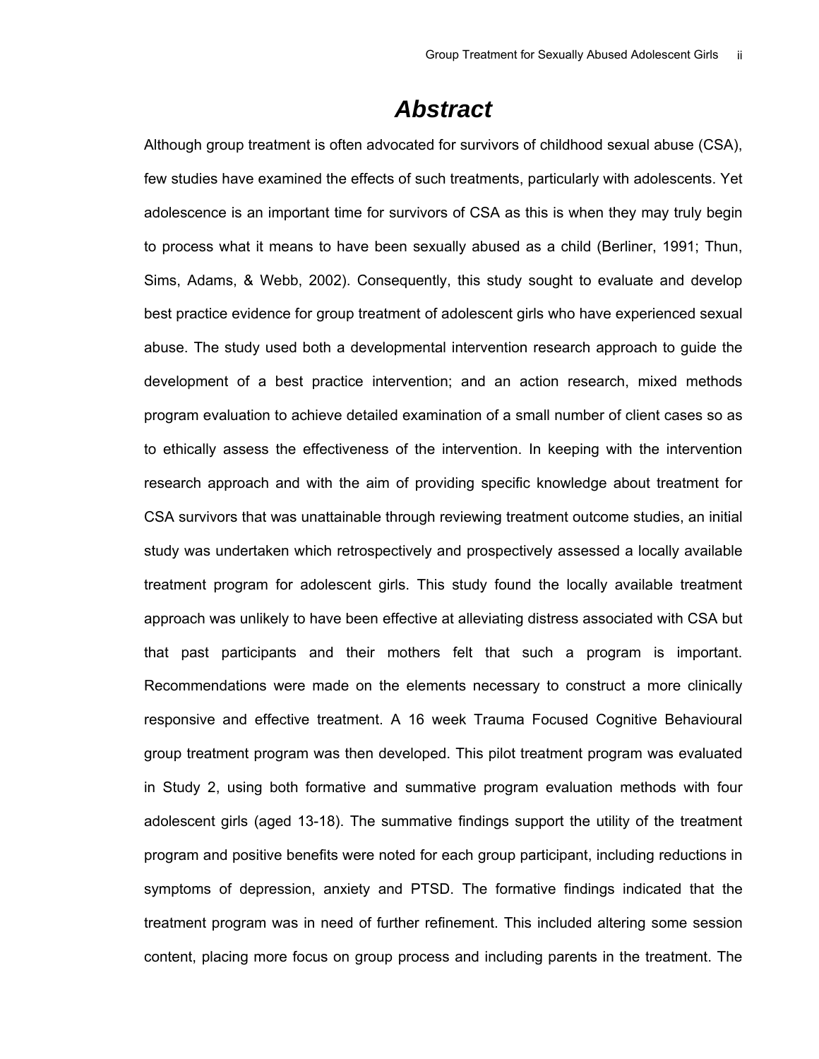# ***Abstract***

Although group treatment is often advocated for survivors of childhood sexual abuse (CSA), few studies have examined the effects of such treatments, particularly with adolescents. Yet adolescence is an important time for survivors of CSA as this is when they may truly begin to process what it means to have been sexually abused as a child (Berliner, 1991; Thun, Sims, Adams, & Webb, 2002). Consequently, this study sought to evaluate and develop best practice evidence for group treatment of adolescent girls who have experienced sexual abuse. The study used both a developmental intervention research approach to guide the development of a best practice intervention; and an action research, mixed methods program evaluation to achieve detailed examination of a small number of client cases so as to ethically assess the effectiveness of the intervention. In keeping with the intervention research approach and with the aim of providing specific knowledge about treatment for CSA survivors that was unattainable through reviewing treatment outcome studies, an initial study was undertaken which retrospectively and prospectively assessed a locally available treatment program for adolescent girls. This study found the locally available treatment approach was unlikely to have been effective at alleviating distress associated with CSA but that past participants and their mothers felt that such a program is important. Recommendations were made on the elements necessary to construct a more clinically responsive and effective treatment. A 16 week Trauma Focused Cognitive Behavioural group treatment program was then developed. This pilot treatment program was evaluated in Study 2, using both formative and summative program evaluation methods with four adolescent girls (aged 13-18). The summative findings support the utility of the treatment program and positive benefits were noted for each group participant, including reductions in symptoms of depression, anxiety and PTSD. The formative findings indicated that the treatment program was in need of further refinement. This included altering some session content, placing more focus on group process and including parents in the treatment. The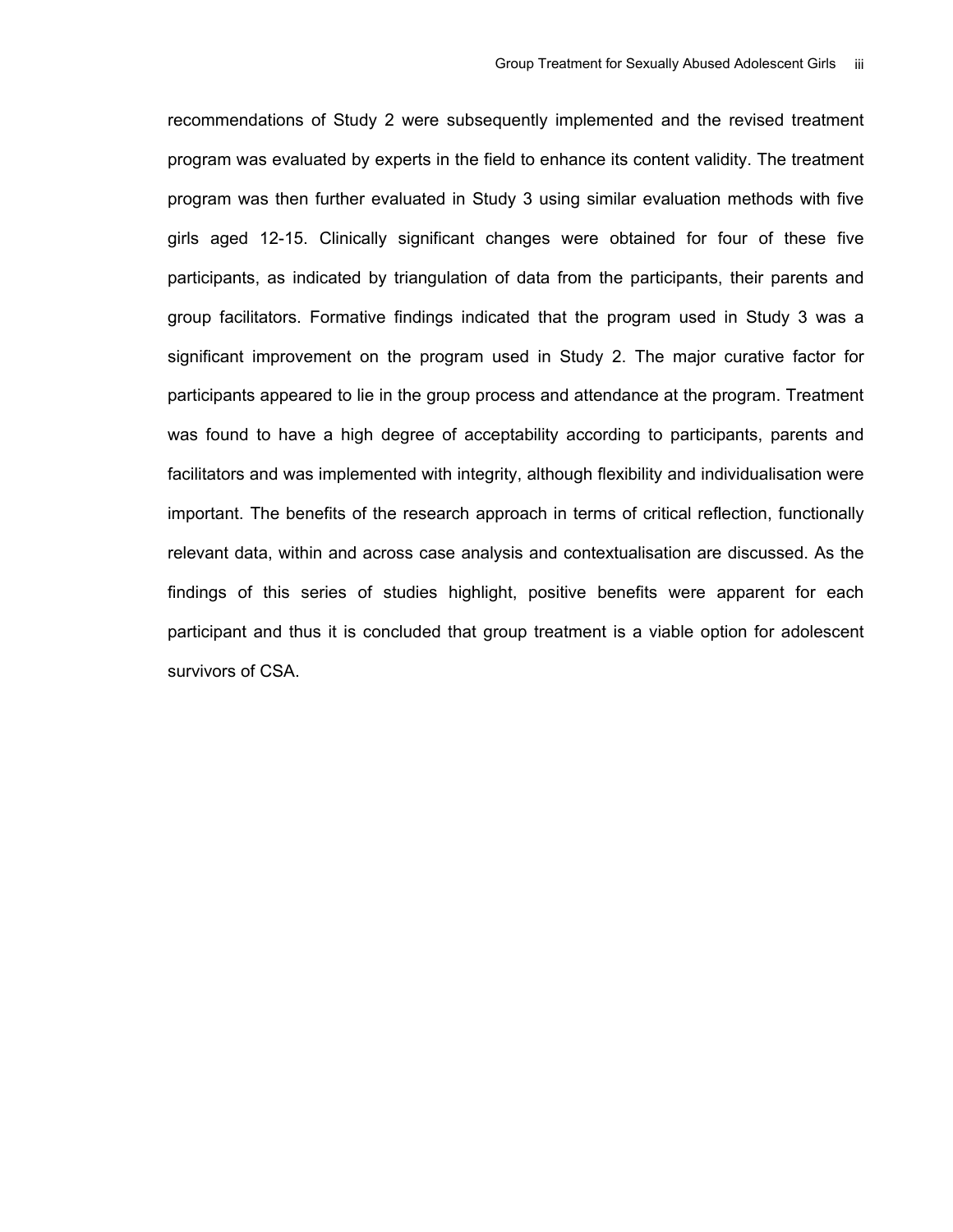recommendations of Study 2 were subsequently implemented and the revised treatment program was evaluated by experts in the field to enhance its content validity. The treatment program was then further evaluated in Study 3 using similar evaluation methods with five girls aged 12-15. Clinically significant changes were obtained for four of these five participants, as indicated by triangulation of data from the participants, their parents and group facilitators. Formative findings indicated that the program used in Study 3 was a significant improvement on the program used in Study 2. The major curative factor for participants appeared to lie in the group process and attendance at the program. Treatment was found to have a high degree of acceptability according to participants, parents and facilitators and was implemented with integrity, although flexibility and individualisation were important. The benefits of the research approach in terms of critical reflection, functionally relevant data, within and across case analysis and contextualisation are discussed. As the findings of this series of studies highlight, positive benefits were apparent for each participant and thus it is concluded that group treatment is a viable option for adolescent survivors of CSA.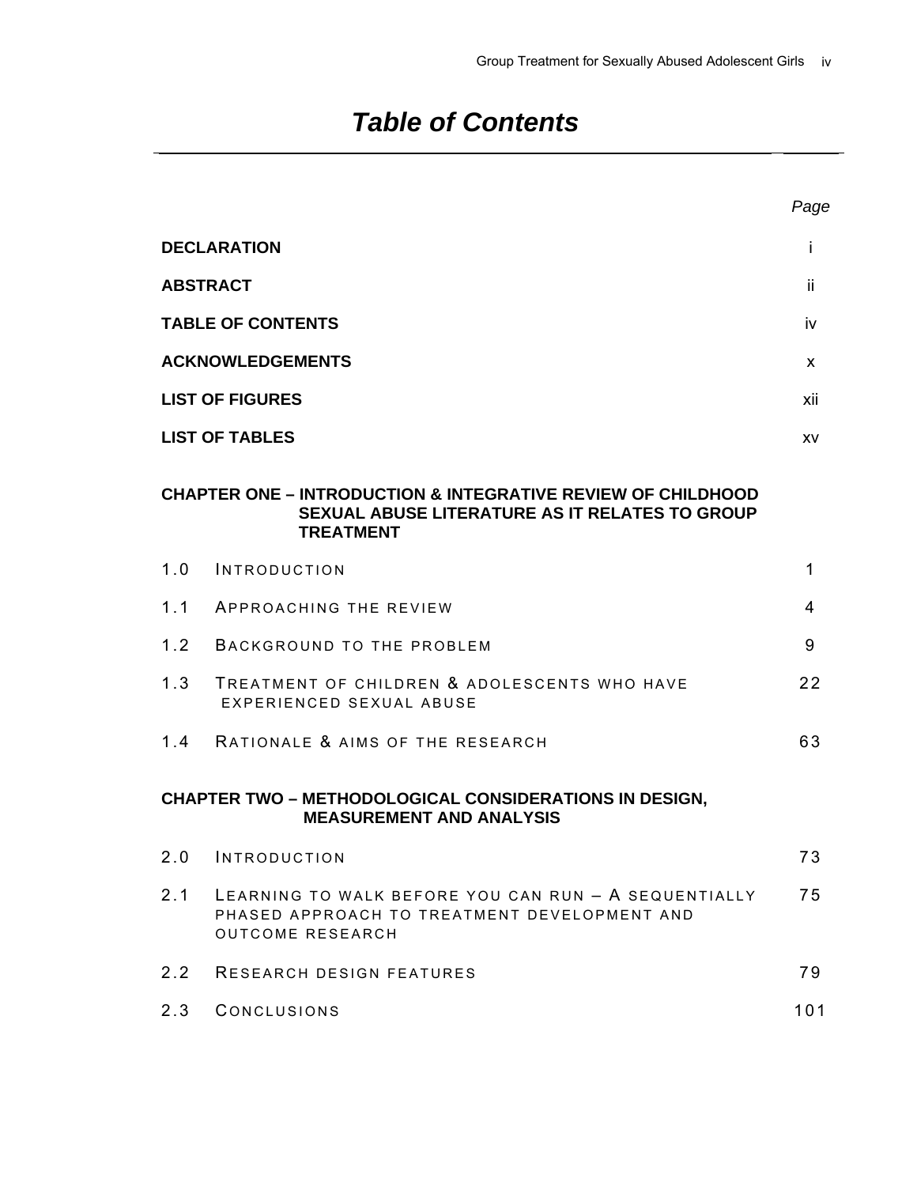# *Table of Contents*

| | | *Page* |
|---|---|---|
| **DECLARATION** | | i |
| **ABSTRACT** | | ii |
| **TABLE OF CONTENTS** | | iv |
| **ACKNOWLEDGEMENTS** | | x |
| **LIST OF FIGURES** | | xii |
| **LIST OF TABLES** | | xv |

**CHAPTER ONE – INTRODUCTION & INTEGRATIVE REVIEW OF CHILDHOOD SEXUAL ABUSE LITERATURE AS IT RELATES TO GROUP TREATMENT**

| | | |
|---|---|---|
| 1.0 | INTRODUCTION | 1 |
| 1.1 | APPROACHING THE REVIEW | 4 |
| 1.2 | BACKGROUND TO THE PROBLEM | 9 |
| 1.3 | TREATMENT OF CHILDREN & ADOLESCENTS WHO HAVE EXPERIENCED SEXUAL ABUSE | 22 |
| 1.4 | RATIONALE & AIMS OF THE RESEARCH | 63 |

**CHAPTER TWO – METHODOLOGICAL CONSIDERATIONS IN DESIGN, MEASUREMENT AND ANALYSIS**

| | | |
|---|---|---|
| 2.0 | INTRODUCTION | 73 |
| 2.1 | LEARNING TO WALK BEFORE YOU CAN RUN – A SEQUENTIALLY PHASED APPROACH TO TREATMENT DEVELOPMENT AND OUTCOME RESEARCH | 75 |
| 2.2 | RESEARCH DESIGN FEATURES | 79 |
| 2.3 | CONCLUSIONS | 101 |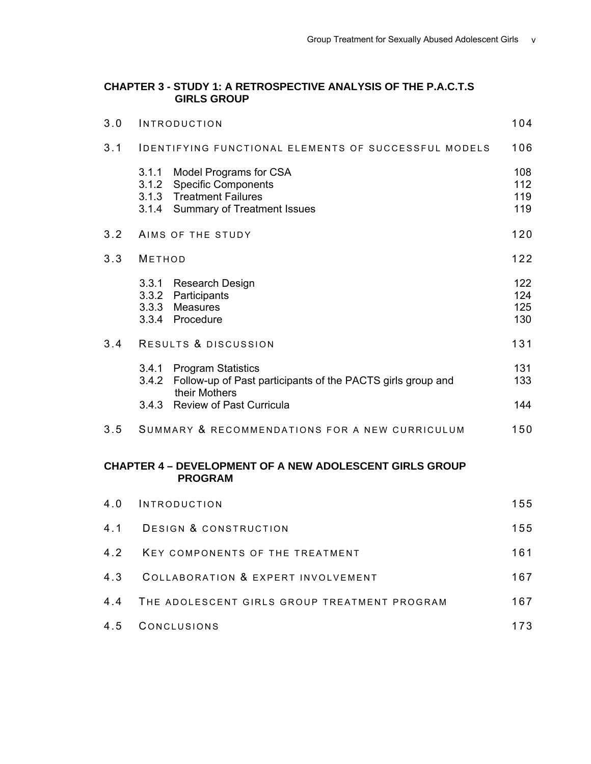**CHAPTER 3 - STUDY 1: A RETROSPECTIVE ANALYSIS OF THE P.A.C.T.S GIRLS GROUP**

| | | |
|---|---|---|
| 3.0 | INTRODUCTION | 104 |
| 3.1 | IDENTIFYING FUNCTIONAL ELEMENTS OF SUCCESSFUL MODELS | 106 |
| | 3.1.1 Model Programs for CSA | 108 |
| | 3.1.2 Specific Components | 112 |
| | 3.1.3 Treatment Failures | 119 |
| | 3.1.4 Summary of Treatment Issues | 119 |
| 3.2 | AIMS OF THE STUDY | 120 |
| 3.3 | METHOD | 122 |
| | 3.3.1 Research Design | 122 |
| | 3.3.2 Participants | 124 |
| | 3.3.3 Measures | 125 |
| | 3.3.4 Procedure | 130 |
| 3.4 | RESULTS & DISCUSSION | 131 |
| | 3.4.1 Program Statistics | 131 |
| | 3.4.2 Follow-up of Past participants of the PACTS girls group and their Mothers | 133 |
| | 3.4.3 Review of Past Curricula | 144 |
| 3.5 | SUMMARY & RECOMMENDATIONS FOR A NEW CURRICULUM | 150 |

**CHAPTER 4 – DEVELOPMENT OF A NEW ADOLESCENT GIRLS GROUP PROGRAM**

| | | |
|---|---|---|
| 4.0 | INTRODUCTION | 155 |
| 4.1 | DESIGN & CONSTRUCTION | 155 |
| 4.2 | KEY COMPONENTS OF THE TREATMENT | 161 |
| 4.3 | COLLABORATION & EXPERT INVOLVEMENT | 167 |
| 4.4 | THE ADOLESCENT GIRLS GROUP TREATMENT PROGRAM | 167 |
| 4.5 | CONCLUSIONS | 173 |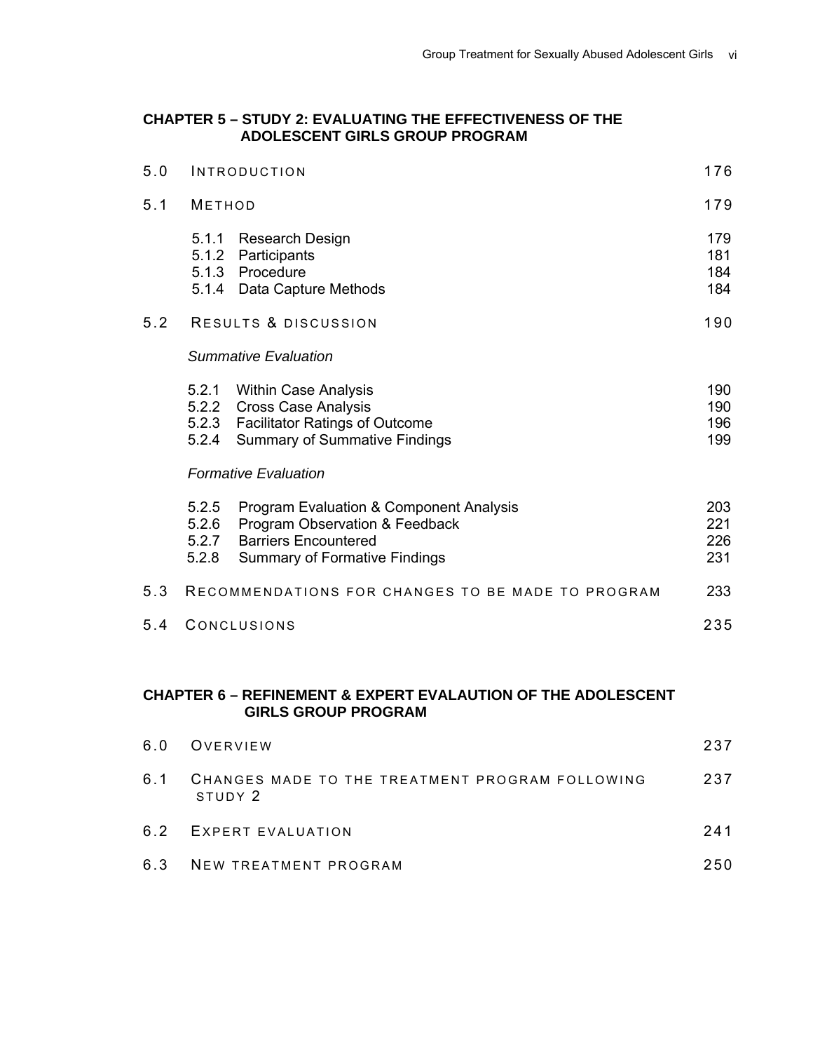## CHAPTER 5 – STUDY 2: EVALUATING THE EFFECTIVENESS OF THE ADOLESCENT GIRLS GROUP PROGRAM

| | | |
|---|---|---|
| 5.0 | INTRODUCTION | 176 |
| 5.1 | METHOD | 179 |
| | 5.1.1 Research Design | 179 |
| | 5.1.2 Participants | 181 |
| | 5.1.3 Procedure | 184 |
| | 5.1.4 Data Capture Methods | 184 |
| 5.2 | RESULTS & DISCUSSION | 190 |
| | *Summative Evaluation* | |
| | 5.2.1 Within Case Analysis | 190 |
| | 5.2.2 Cross Case Analysis | 190 |
| | 5.2.3 Facilitator Ratings of Outcome | 196 |
| | 5.2.4 Summary of Summative Findings | 199 |
| | *Formative Evaluation* | |
| | 5.2.5 Program Evaluation & Component Analysis | 203 |
| | 5.2.6 Program Observation & Feedback | 221 |
| | 5.2.7 Barriers Encountered | 226 |
| | 5.2.8 Summary of Formative Findings | 231 |
| 5.3 | RECOMMENDATIONS FOR CHANGES TO BE MADE TO PROGRAM | 233 |
| 5.4 | CONCLUSIONS | 235 |

## CHAPTER 6 – REFINEMENT & EXPERT EVALAUTION OF THE ADOLESCENT GIRLS GROUP PROGRAM

| | | |
|---|---|---|
| 6.0 | OVERVIEW | 237 |
| 6.1 | CHANGES MADE TO THE TREATMENT PROGRAM FOLLOWING STUDY 2 | 237 |
| 6.2 | EXPERT EVALUATION | 241 |
| 6.3 | NEW TREATMENT PROGRAM | 250 |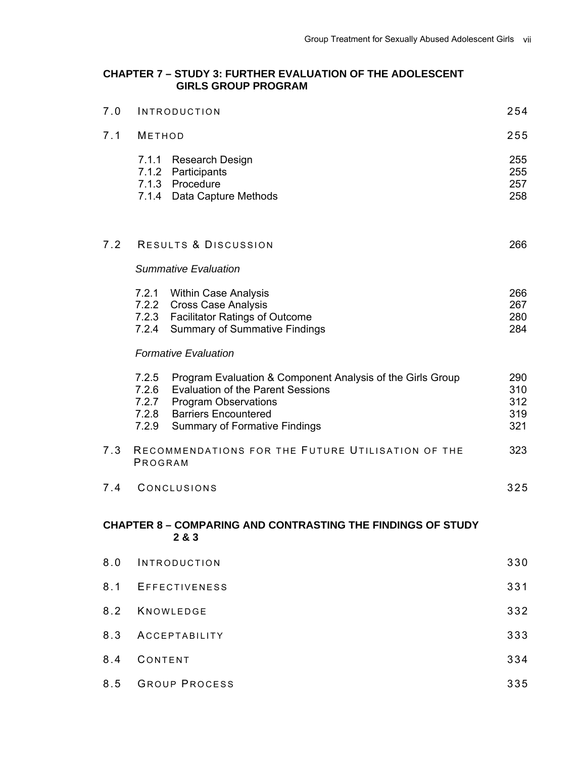**CHAPTER 7 – STUDY 3: FURTHER EVALUATION OF THE ADOLESCENT GIRLS GROUP PROGRAM**

| | | |
|---|---|---|
| 7.0 | INTRODUCTION | 254 |
| 7.1 | METHOD | 255 |
| | 7.1.1 Research Design | 255 |
| | 7.1.2 Participants | 255 |
| | 7.1.3 Procedure | 257 |
| | 7.1.4 Data Capture Methods | 258 |
| 7.2 | RESULTS & DISCUSSION | 266 |
| | *Summative Evaluation* | |
| | 7.2.1 Within Case Analysis | 266 |
| | 7.2.2 Cross Case Analysis | 267 |
| | 7.2.3 Facilitator Ratings of Outcome | 280 |
| | 7.2.4 Summary of Summative Findings | 284 |
| | *Formative Evaluation* | |
| | 7.2.5 Program Evaluation & Component Analysis of the Girls Group | 290 |
| | 7.2.6 Evaluation of the Parent Sessions | 310 |
| | 7.2.7 Program Observations | 312 |
| | 7.2.8 Barriers Encountered | 319 |
| | 7.2.9 Summary of Formative Findings | 321 |
| 7.3 | RECOMMENDATIONS FOR THE FUTURE UTILISATION OF THE PROGRAM | 323 |
| 7.4 | CONCLUSIONS | 325 |

**CHAPTER 8 – COMPARING AND CONTRASTING THE FINDINGS OF STUDY 2 & 3**

| | | |
|---|---|---|
| 8.0 | INTRODUCTION | 330 |
| 8.1 | EFFECTIVENESS | 331 |
| 8.2 | KNOWLEDGE | 332 |
| 8.3 | ACCEPTABILITY | 333 |
| 8.4 | CONTENT | 334 |
| 8.5 | GROUP PROCESS | 335 |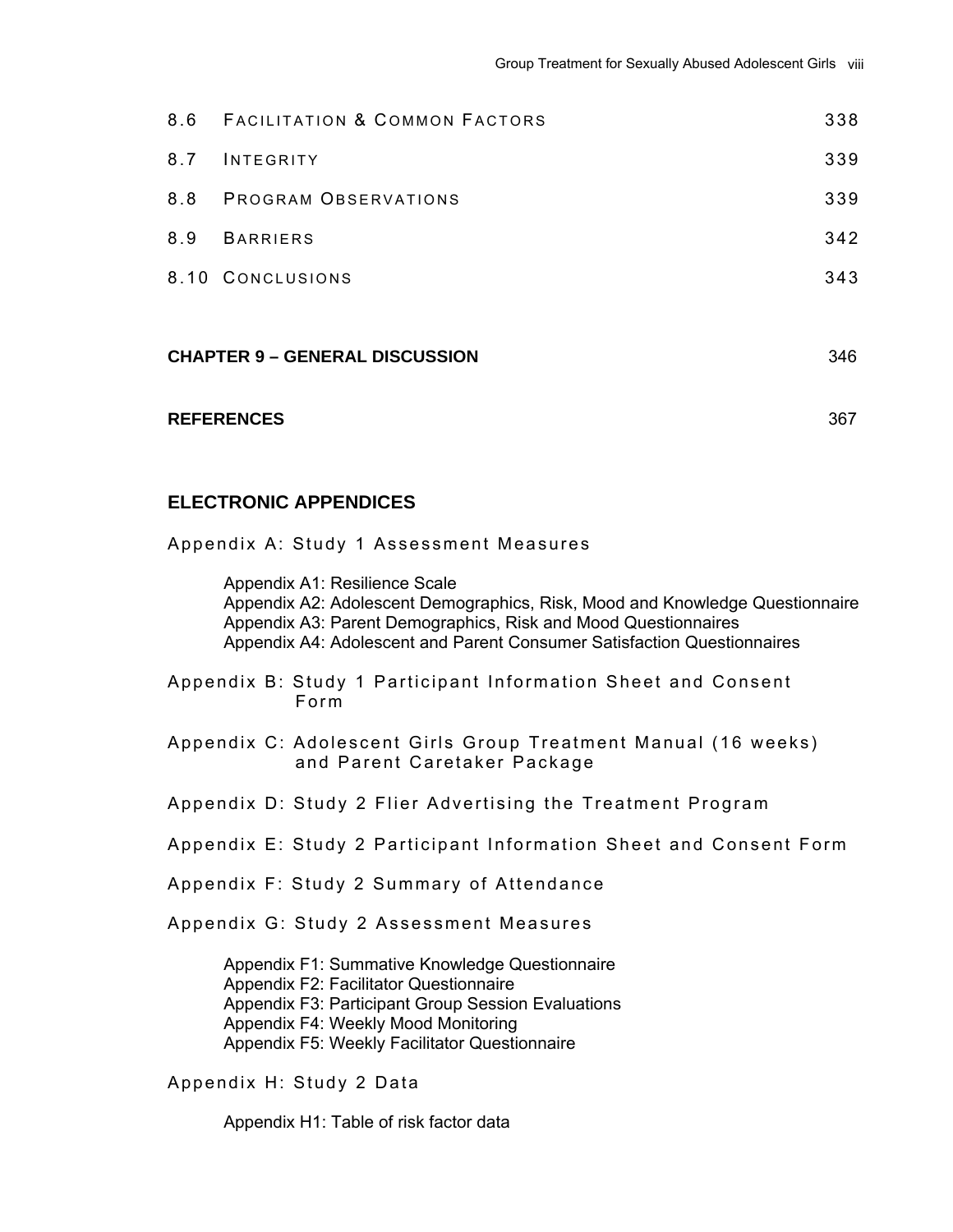8.6 FACILITATION & COMMON FACTORS 338

8.7 INTEGRITY 339

8.8 PROGRAM OBSERVATIONS 339

8.9 BARRIERS 342

8.10 CONCLUSIONS 343

**CHAPTER 9 – GENERAL DISCUSSION** 346

**REFERENCES** 367

## ELECTRONIC APPENDICES

Appendix A: Study 1 Assessment Measures

- Appendix A1: Resilience Scale
- Appendix A2: Adolescent Demographics, Risk, Mood and Knowledge Questionnaire
- Appendix A3: Parent Demographics, Risk and Mood Questionnaires
- Appendix A4: Adolescent and Parent Consumer Satisfaction Questionnaires

Appendix B: Study 1 Participant Information Sheet and Consent Form

Appendix C: Adolescent Girls Group Treatment Manual (16 weeks) and Parent Caretaker Package

Appendix D: Study 2 Flier Advertising the Treatment Program

Appendix E: Study 2 Participant Information Sheet and Consent Form

Appendix F: Study 2 Summary of Attendance

Appendix G: Study 2 Assessment Measures

- Appendix F1: Summative Knowledge Questionnaire
- Appendix F2: Facilitator Questionnaire
- Appendix F3: Participant Group Session Evaluations
- Appendix F4: Weekly Mood Monitoring
- Appendix F5: Weekly Facilitator Questionnaire

Appendix H: Study 2 Data

- Appendix H1: Table of risk factor data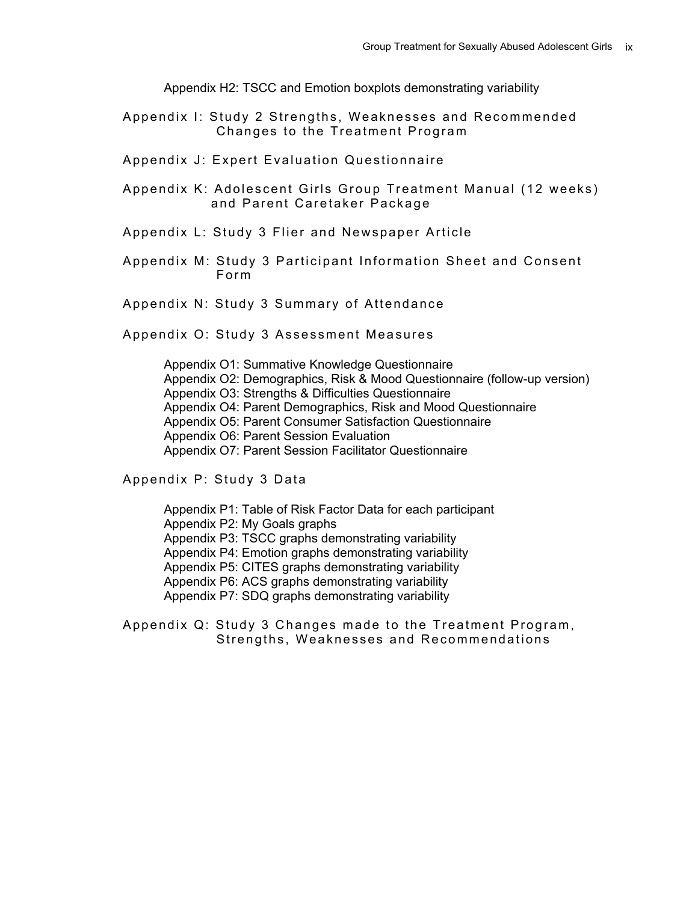Appendix H2: TSCC and Emotion boxplots demonstrating variability

Appendix I: Study 2 Strengths, Weaknesses and Recommended Changes to the Treatment Program

Appendix J: Expert Evaluation Questionnaire

Appendix K: Adolescent Girls Group Treatment Manual (12 weeks) and Parent Caretaker Package

Appendix L: Study 3 Flier and Newspaper Article

Appendix M: Study 3 Participant Information Sheet and Consent Form

Appendix N: Study 3 Summary of Attendance

Appendix O: Study 3 Assessment Measures

- Appendix O1: Summative Knowledge Questionnaire
- Appendix O2: Demographics, Risk & Mood Questionnaire (follow-up version)
- Appendix O3: Strengths & Difficulties Questionnaire
- Appendix O4: Parent Demographics, Risk and Mood Questionnaire
- Appendix O5: Parent Consumer Satisfaction Questionnaire
- Appendix O6: Parent Session Evaluation
- Appendix O7: Parent Session Facilitator Questionnaire

Appendix P: Study 3 Data

- Appendix P1: Table of Risk Factor Data for each participant
- Appendix P2: My Goals graphs
- Appendix P3: TSCC graphs demonstrating variability
- Appendix P4: Emotion graphs demonstrating variability
- Appendix P5: CITES graphs demonstrating variability
- Appendix P6: ACS graphs demonstrating variability
- Appendix P7: SDQ graphs demonstrating variability

Appendix Q: Study 3 Changes made to the Treatment Program, Strengths, Weaknesses and Recommendations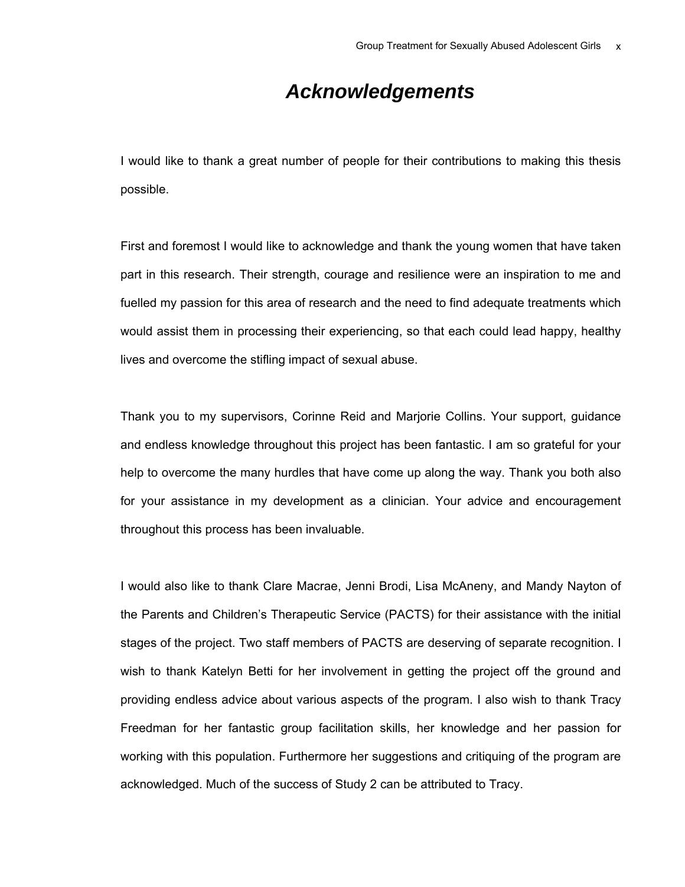# *Acknowledgements*

I would like to thank a great number of people for their contributions to making this thesis possible.

First and foremost I would like to acknowledge and thank the young women that have taken part in this research. Their strength, courage and resilience were an inspiration to me and fuelled my passion for this area of research and the need to find adequate treatments which would assist them in processing their experiencing, so that each could lead happy, healthy lives and overcome the stifling impact of sexual abuse.

Thank you to my supervisors, Corinne Reid and Marjorie Collins. Your support, guidance and endless knowledge throughout this project has been fantastic. I am so grateful for your help to overcome the many hurdles that have come up along the way. Thank you both also for your assistance in my development as a clinician. Your advice and encouragement throughout this process has been invaluable.

I would also like to thank Clare Macrae, Jenni Brodi, Lisa McAneny, and Mandy Nayton of the Parents and Children's Therapeutic Service (PACTS) for their assistance with the initial stages of the project. Two staff members of PACTS are deserving of separate recognition. I wish to thank Katelyn Betti for her involvement in getting the project off the ground and providing endless advice about various aspects of the program. I also wish to thank Tracy Freedman for her fantastic group facilitation skills, her knowledge and her passion for working with this population. Furthermore her suggestions and critiquing of the program are acknowledged. Much of the success of Study 2 can be attributed to Tracy.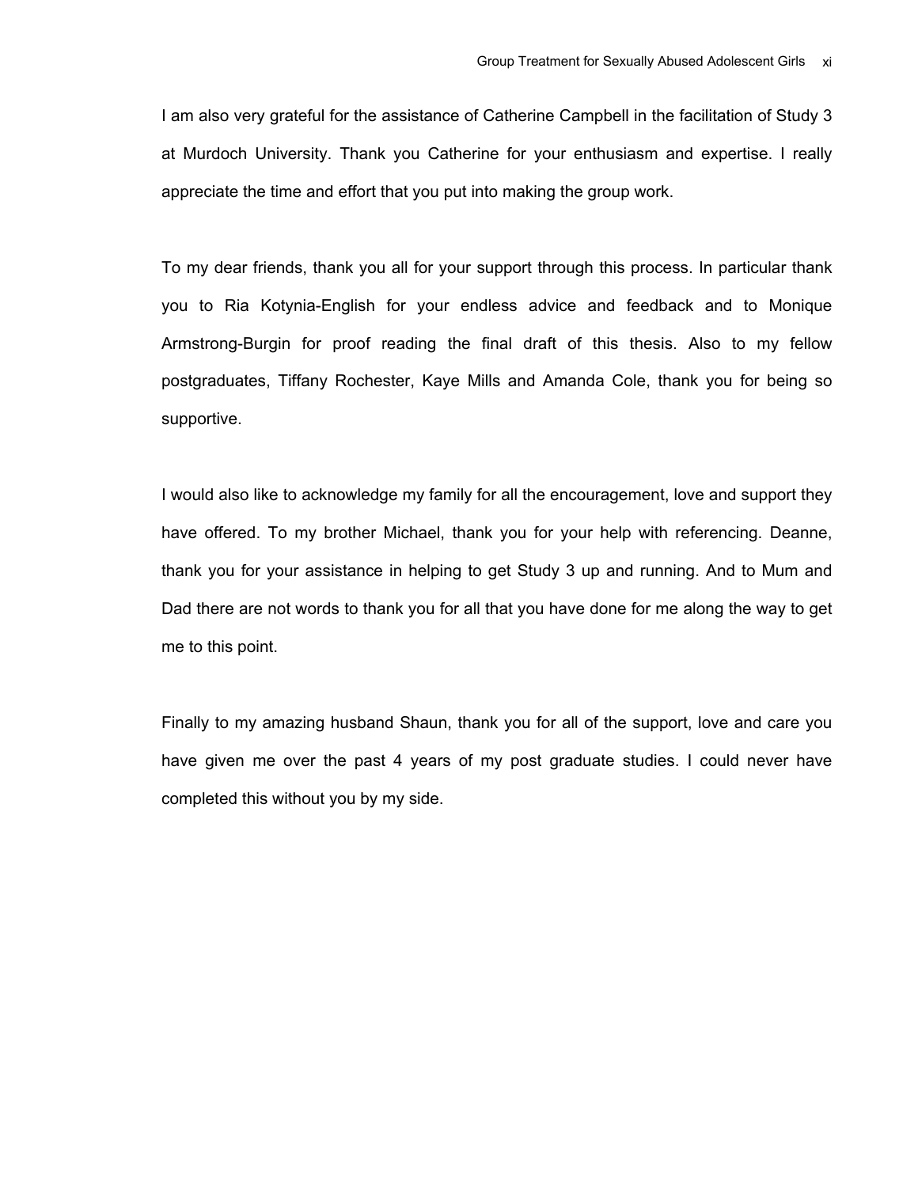I am also very grateful for the assistance of Catherine Campbell in the facilitation of Study 3 at Murdoch University. Thank you Catherine for your enthusiasm and expertise. I really appreciate the time and effort that you put into making the group work.

To my dear friends, thank you all for your support through this process. In particular thank you to Ria Kotynia-English for your endless advice and feedback and to Monique Armstrong-Burgin for proof reading the final draft of this thesis. Also to my fellow postgraduates, Tiffany Rochester, Kaye Mills and Amanda Cole, thank you for being so supportive.

I would also like to acknowledge my family for all the encouragement, love and support they have offered. To my brother Michael, thank you for your help with referencing. Deanne, thank you for your assistance in helping to get Study 3 up and running. And to Mum and Dad there are not words to thank you for all that you have done for me along the way to get me to this point.

Finally to my amazing husband Shaun, thank you for all of the support, love and care you have given me over the past 4 years of my post graduate studies. I could never have completed this without you by my side.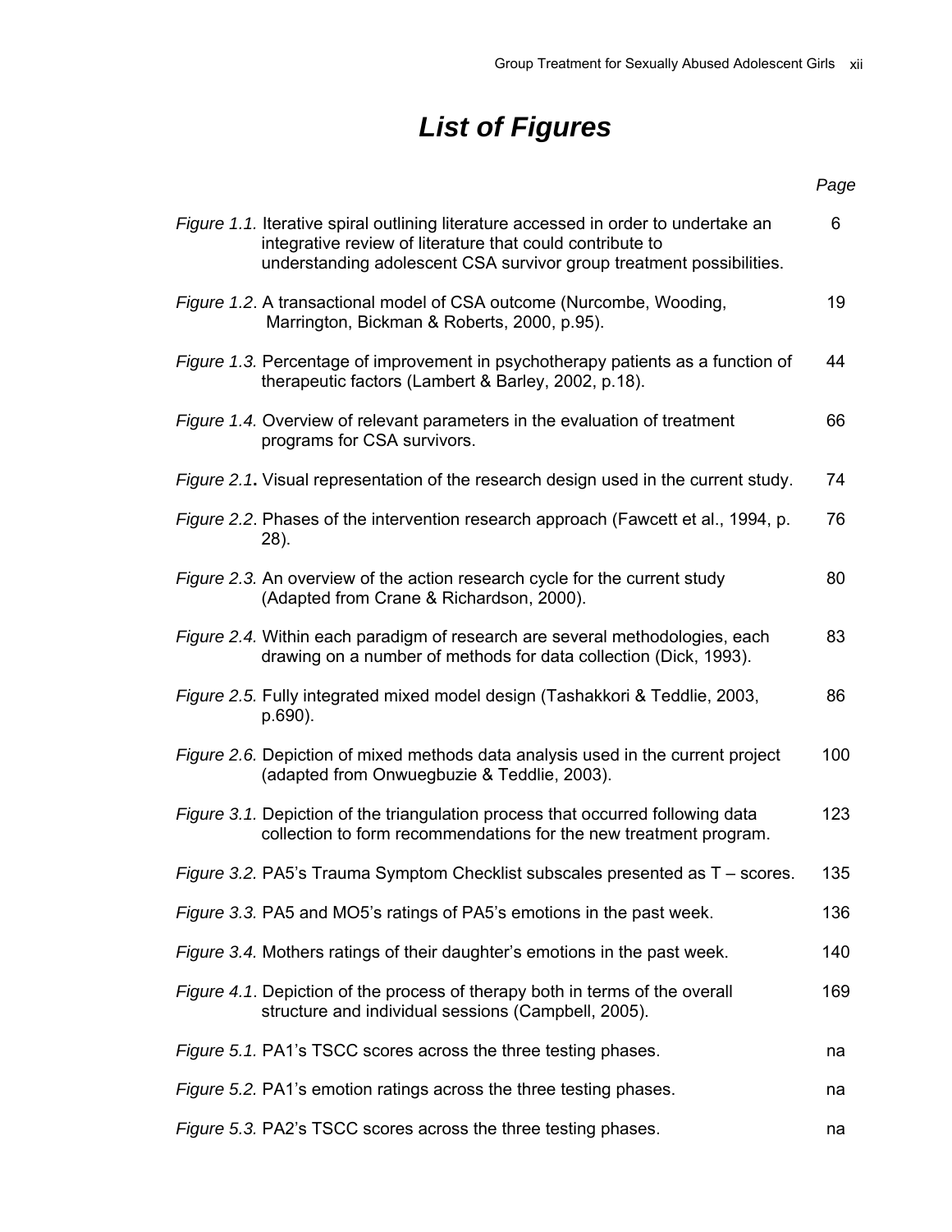# *List of Figures*

| | Page |
|---|---|
| *Figure 1.1.* Iterative spiral outlining literature accessed in order to undertake an integrative review of literature that could contribute to understanding adolescent CSA survivor group treatment possibilities. | 6 |
| *Figure 1.2*. A transactional model of CSA outcome (Nurcombe, Wooding, Marrington, Bickman & Roberts, 2000, p.95). | 19 |
| *Figure 1.3.* Percentage of improvement in psychotherapy patients as a function of therapeutic factors (Lambert & Barley, 2002, p.18). | 44 |
| *Figure 1.4.* Overview of relevant parameters in the evaluation of treatment programs for CSA survivors. | 66 |
| *Figure 2.1***.** Visual representation of the research design used in the current study. | 74 |
| *Figure 2.2*. Phases of the intervention research approach (Fawcett et al., 1994, p. 28). | 76 |
| *Figure 2.3.* An overview of the action research cycle for the current study (Adapted from Crane & Richardson, 2000). | 80 |
| *Figure 2.4.* Within each paradigm of research are several methodologies, each drawing on a number of methods for data collection (Dick, 1993). | 83 |
| *Figure 2.5.* Fully integrated mixed model design (Tashakkori & Teddlie, 2003, p.690). | 86 |
| *Figure 2.6.* Depiction of mixed methods data analysis used in the current project (adapted from Onwuegbuzie & Teddlie, 2003). | 100 |
| *Figure 3.1.* Depiction of the triangulation process that occurred following data collection to form recommendations for the new treatment program. | 123 |
| *Figure 3.2.* PA5's Trauma Symptom Checklist subscales presented as T – scores. | 135 |
| *Figure 3.3.* PA5 and MO5's ratings of PA5's emotions in the past week. | 136 |
| *Figure 3.4.* Mothers ratings of their daughter's emotions in the past week. | 140 |
| *Figure 4.1*. Depiction of the process of therapy both in terms of the overall structure and individual sessions (Campbell, 2005). | 169 |
| *Figure 5.1.* PA1's TSCC scores across the three testing phases. | na |
| *Figure 5.2.* PA1's emotion ratings across the three testing phases. | na |
| *Figure 5.3.* PA2's TSCC scores across the three testing phases. | na |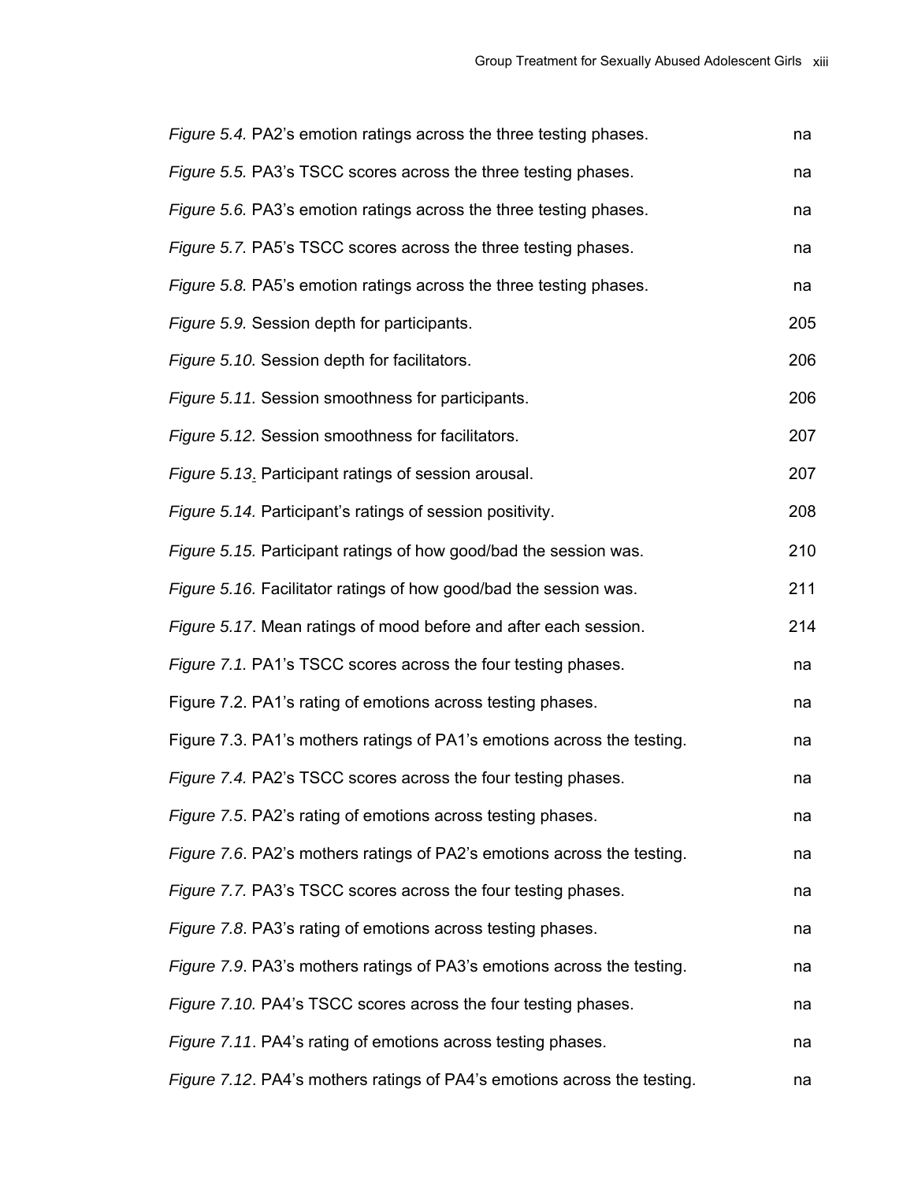| | |
|---|---|
| *Figure 5.4.* PA2's emotion ratings across the three testing phases. | na |
| *Figure 5.5.* PA3's TSCC scores across the three testing phases. | na |
| *Figure 5.6.* PA3's emotion ratings across the three testing phases. | na |
| *Figure 5.7.* PA5's TSCC scores across the three testing phases. | na |
| *Figure 5.8.* PA5's emotion ratings across the three testing phases. | na |
| *Figure 5.9.* Session depth for participants. | 205 |
| *Figure 5.10.* Session depth for facilitators. | 206 |
| *Figure 5.11.* Session smoothness for participants. | 206 |
| *Figure 5.12.* Session smoothness for facilitators. | 207 |
| *Figure 5.13*. Participant ratings of session arousal. | 207 |
| *Figure 5.14.* Participant's ratings of session positivity. | 208 |
| *Figure 5.15.* Participant ratings of how good/bad the session was. | 210 |
| *Figure 5.16.* Facilitator ratings of how good/bad the session was. | 211 |
| *Figure 5.17*. Mean ratings of mood before and after each session. | 214 |
| *Figure 7.1.* PA1's TSCC scores across the four testing phases. | na |
| Figure 7.2. PA1's rating of emotions across testing phases. | na |
| Figure 7.3. PA1's mothers ratings of PA1's emotions across the testing. | na |
| *Figure 7.4.* PA2's TSCC scores across the four testing phases. | na |
| *Figure 7.5*. PA2's rating of emotions across testing phases. | na |
| *Figure 7.6*. PA2's mothers ratings of PA2's emotions across the testing. | na |
| *Figure 7.7.* PA3's TSCC scores across the four testing phases. | na |
| *Figure 7.8*. PA3's rating of emotions across testing phases. | na |
| *Figure 7.9*. PA3's mothers ratings of PA3's emotions across the testing. | na |
| *Figure 7.10.* PA4's TSCC scores across the four testing phases. | na |
| *Figure 7.11*. PA4's rating of emotions across testing phases. | na |
| *Figure 7.12*. PA4's mothers ratings of PA4's emotions across the testing. | na |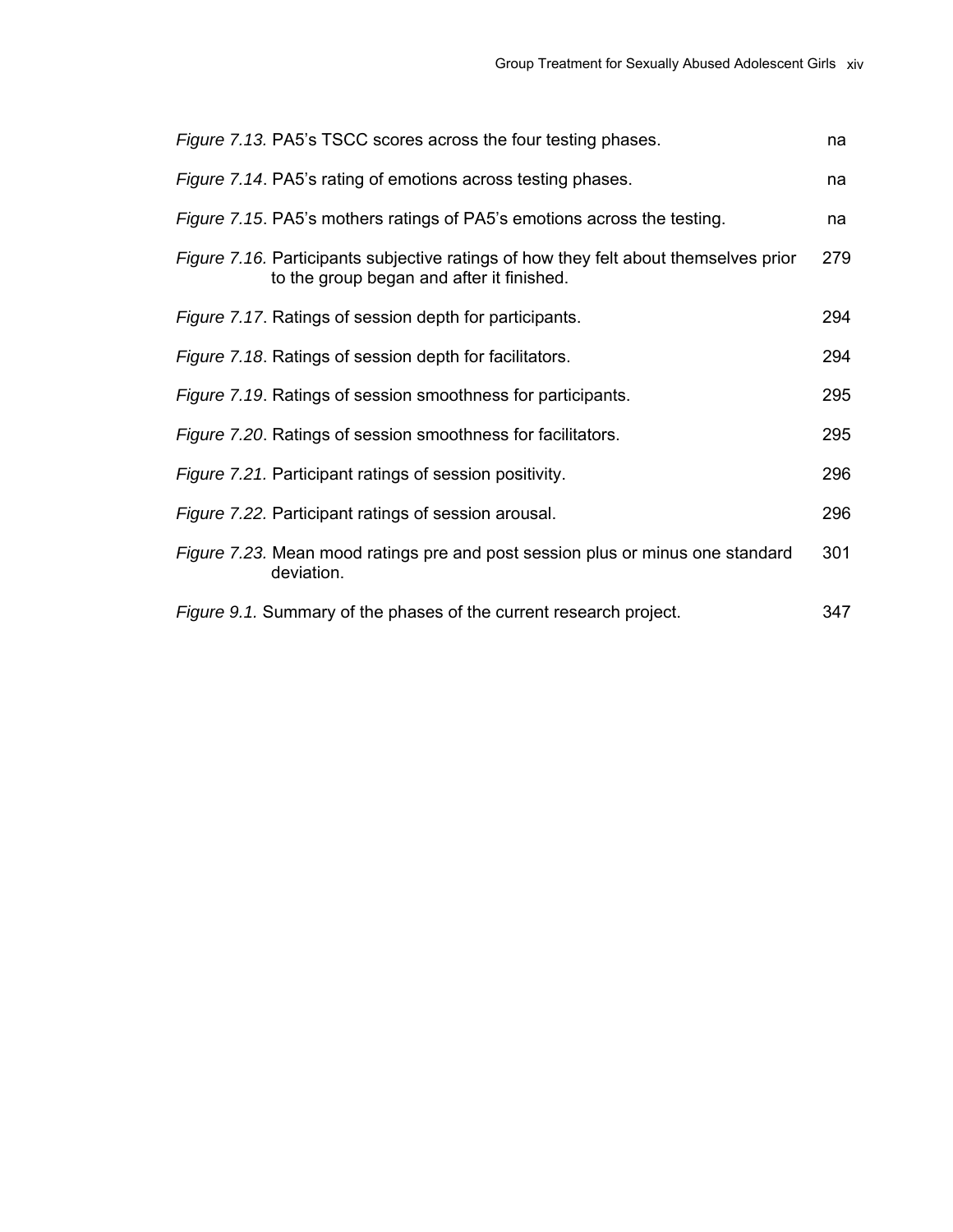| | |
|---|---|
| *Figure 7.13.* PA5's TSCC scores across the four testing phases. | na |
| *Figure 7.14*. PA5's rating of emotions across testing phases. | na |
| *Figure 7.15*. PA5's mothers ratings of PA5's emotions across the testing. | na |
| *Figure 7.16.* Participants subjective ratings of how they felt about themselves prior to the group began and after it finished. | 279 |
| *Figure 7.17*. Ratings of session depth for participants. | 294 |
| *Figure 7.18*. Ratings of session depth for facilitators. | 294 |
| *Figure 7.19*. Ratings of session smoothness for participants. | 295 |
| *Figure 7.20*. Ratings of session smoothness for facilitators. | 295 |
| *Figure 7.21.* Participant ratings of session positivity. | 296 |
| *Figure 7.22.* Participant ratings of session arousal. | 296 |
| *Figure 7.23.* Mean mood ratings pre and post session plus or minus one standard deviation. | 301 |
| *Figure 9.1.* Summary of the phases of the current research project. | 347 |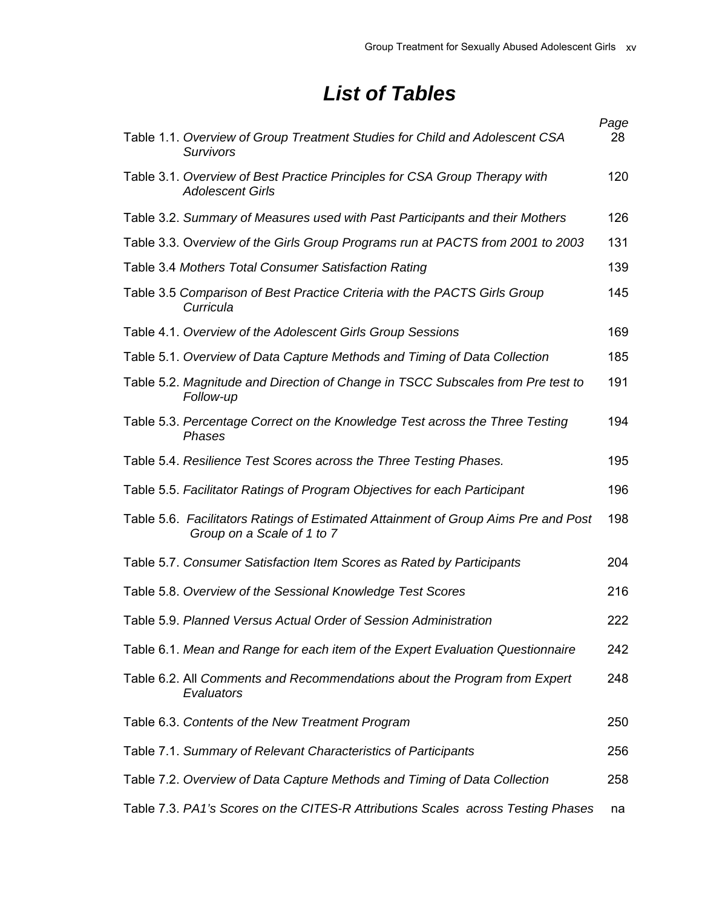# *List of Tables*

| | Page |
|---|---|
| Table 1.1. *Overview of Group Treatment Studies for Child and Adolescent CSA Survivors* | 28 |
| Table 3.1. *Overview of Best Practice Principles for CSA Group Therapy with Adolescent Girls* | 120 |
| Table 3.2. *Summary of Measures used with Past Participants and their Mothers* | 126 |
| Table 3.3. O*verview of the Girls Group Programs run at PACTS from 2001 to 2003* | 131 |
| Table 3.4 *Mothers Total Consumer Satisfaction Rating* | 139 |
| Table 3.5 *Comparison of Best Practice Criteria with the PACTS Girls Group Curricula* | 145 |
| Table 4.1. *Overview of the Adolescent Girls Group Sessions* | 169 |
| Table 5.1. *Overview of Data Capture Methods and Timing of Data Collection* | 185 |
| Table 5.2. *Magnitude and Direction of Change in TSCC Subscales from Pre test to Follow-up* | 191 |
| Table 5.3. *Percentage Correct on the Knowledge Test across the Three Testing Phases* | 194 |
| Table 5.4. *Resilience Test Scores across the Three Testing Phases.* | 195 |
| Table 5.5. *Facilitator Ratings of Program Objectives for each Participant* | 196 |
| Table 5.6. *Facilitators Ratings of Estimated Attainment of Group Aims Pre and Post Group on a Scale of 1 to 7* | 198 |
| Table 5.7. *Consumer Satisfaction Item Scores as Rated by Participants* | 204 |
| Table 5.8. *Overview of the Sessional Knowledge Test Scores* | 216 |
| Table 5.9. *Planned Versus Actual Order of Session Administration* | 222 |
| Table 6.1. *Mean and Range for each item of the Expert Evaluation Questionnaire* | 242 |
| Table 6.2. All *Comments and Recommendations about the Program from Expert Evaluators* | 248 |
| Table 6.3. *Contents of the New Treatment Program* | 250 |
| Table 7.1. *Summary of Relevant Characteristics of Participants* | 256 |
| Table 7.2. *Overview of Data Capture Methods and Timing of Data Collection* | 258 |
| Table 7.3. *PA1's Scores on the CITES-R Attributions Scales across Testing Phases* | na |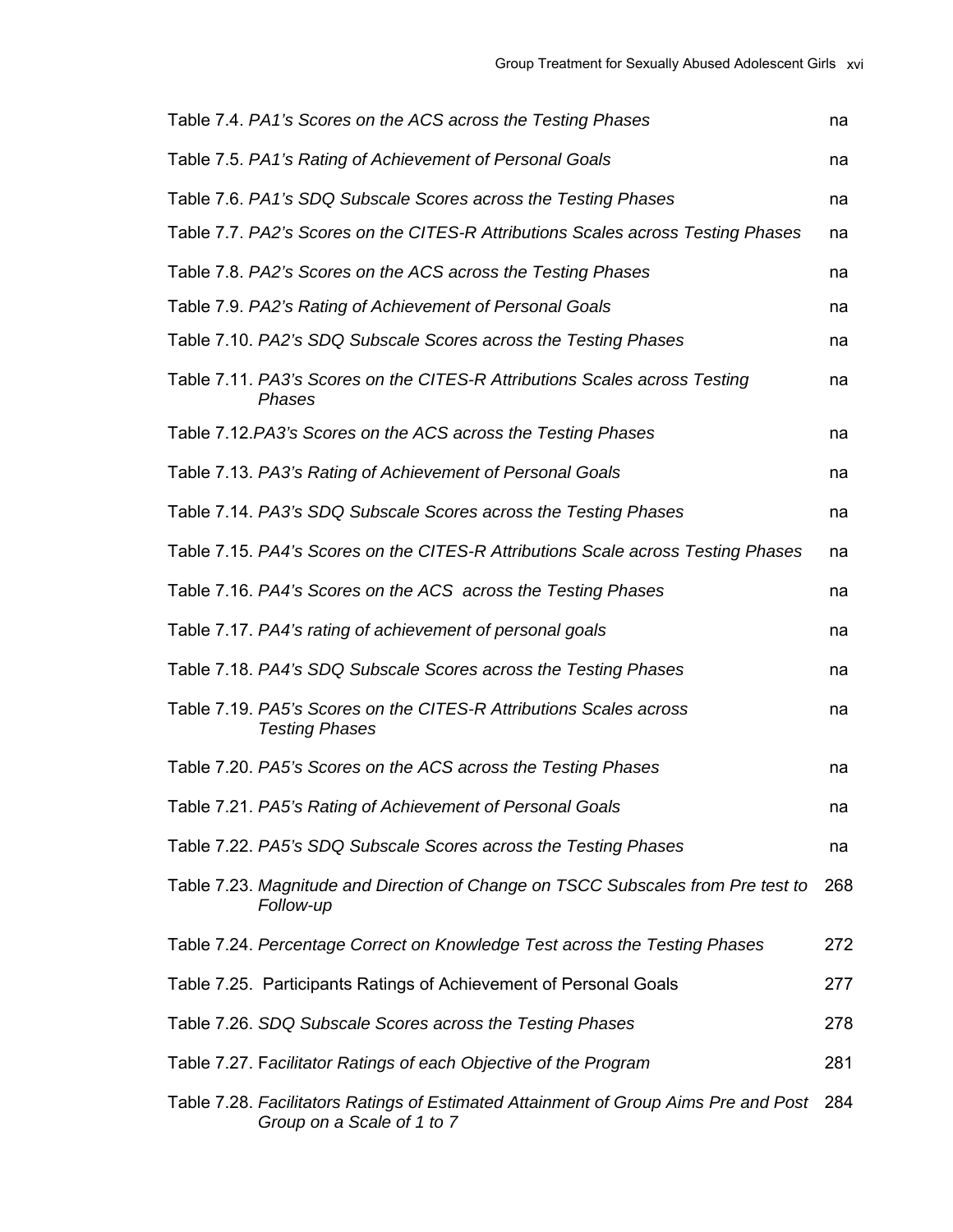Table 7.4. *PA1's Scores on the ACS across the Testing Phases* na

Table 7.5. *PA1's Rating of Achievement of Personal Goals* na

Table 7.6. *PA1's SDQ Subscale Scores across the Testing Phases* na

Table 7.7. *PA2's Scores on the CITES-R Attributions Scales across Testing Phases* na

Table 7.8. *PA2's Scores on the ACS across the Testing Phases* na

Table 7.9. *PA2's Rating of Achievement of Personal Goals* na

Table 7.10. *PA2's SDQ Subscale Scores across the Testing Phases* na

Table 7.11. *PA3's Scores on the CITES-R Attributions Scales across Testing Phases* na

Table 7.12.*PA3's Scores on the ACS across the Testing Phases* na

Table 7.13. *PA3's Rating of Achievement of Personal Goals* na

Table 7.14. *PA3's SDQ Subscale Scores across the Testing Phases* na

Table 7.15. *PA4's Scores on the CITES-R Attributions Scale across Testing Phases* na

Table 7.16. *PA4's Scores on the ACS across the Testing Phases* na

Table 7.17. *PA4's rating of achievement of personal goals* na

Table 7.18. *PA4's SDQ Subscale Scores across the Testing Phases* na

Table 7.19. *PA5's Scores on the CITES-R Attributions Scales across Testing Phases* na

Table 7.20. *PA5's Scores on the ACS across the Testing Phases* na

Table 7.21. *PA5's Rating of Achievement of Personal Goals* na

Table 7.22. *PA5's SDQ Subscale Scores across the Testing Phases* na

Table 7.23. *Magnitude and Direction of Change on TSCC Subscales from Pre test to Follow-up* 268

Table 7.24. *Percentage Correct on Knowledge Test across the Testing Phases* 272

Table 7.25. Participants Ratings of Achievement of Personal Goals 277

Table 7.26. *SDQ Subscale Scores across the Testing Phases* 278

Table 7.27. F*acilitator Ratings of each Objective of the Program* 281

Table 7.28. *Facilitators Ratings of Estimated Attainment of Group Aims Pre and Post Group on a Scale of 1 to 7* 284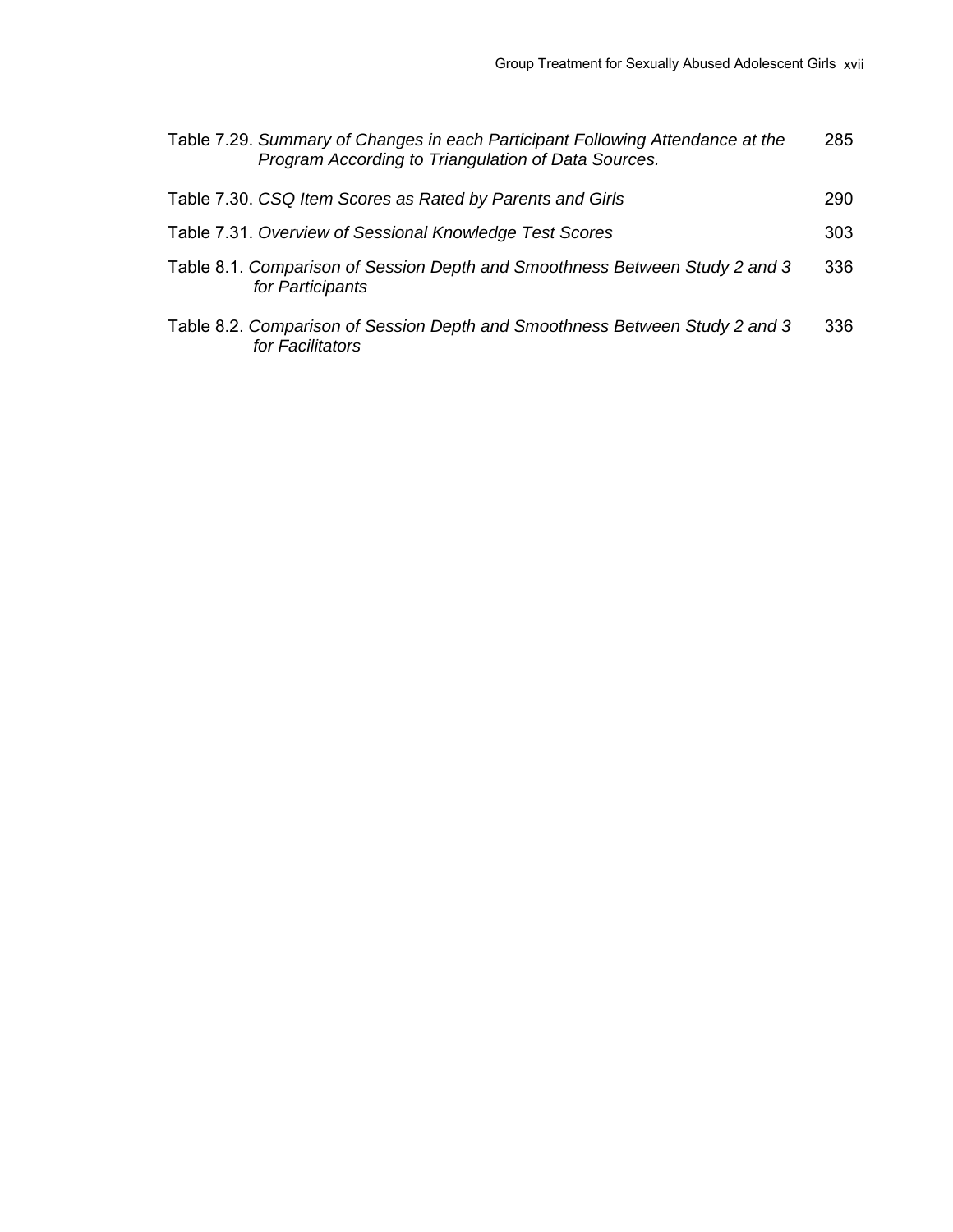Table 7.29. *Summary of Changes in each Participant Following Attendance at the Program According to Triangulation of Data Sources.* 285

Table 7.30. *CSQ Item Scores as Rated by Parents and Girls* 290

Table 7.31. *Overview of Sessional Knowledge Test Scores* 303

Table 8.1. *Comparison of Session Depth and Smoothness Between Study 2 and 3 for Participants* 336

Table 8.2. *Comparison of Session Depth and Smoothness Between Study 2 and 3 for Facilitators* 336